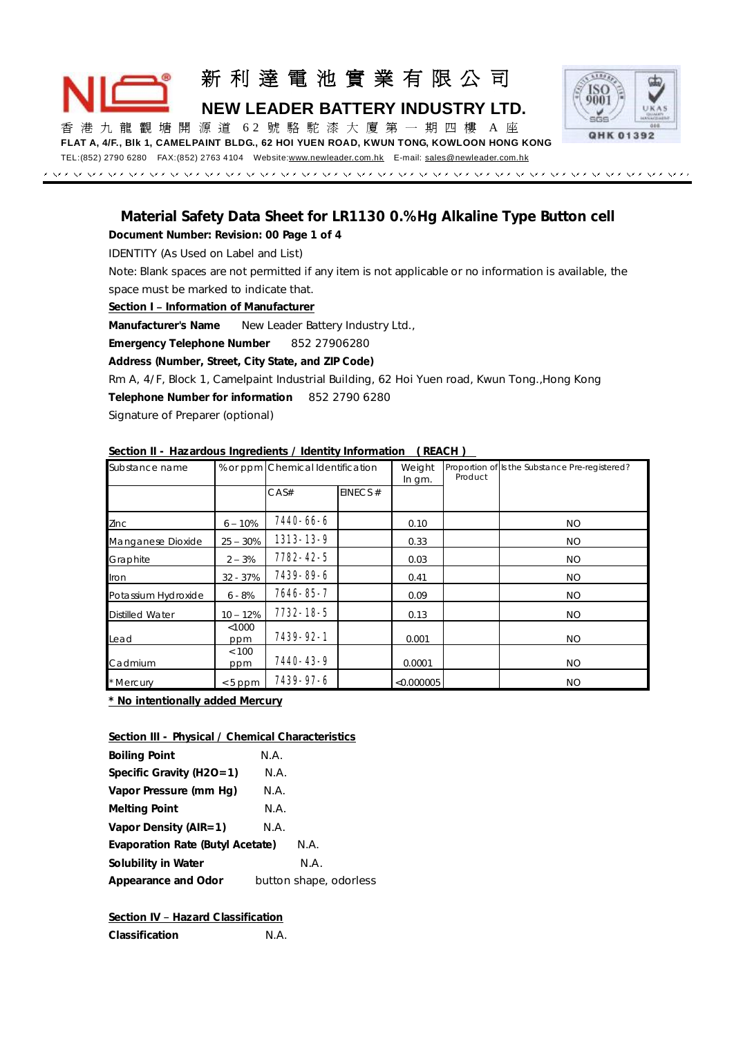新利達電池實業有限公司

**NEW LEADER BATTERY INDUSTRY LTD.**

香港九龍觀塘開源道 62 號駱駝漆大廈第一期四樓 A 座

**FLAT A, 4/F., Blk 1, CAMELPAINT BLDG., 62 HOI YUEN ROAD, KWUN TONG, KOWLOON HONG KONG**

TEL:(852) 2790 6280 FAX:(852) 2763 4104 Website:www.newleader.com.hk E-mail: sales@newleader.com.hk

QHK 01392

## Material Safety Data Sheet for LR1130 0.%Hg Alkaline Type Button cell

**Document Number: Revision: 00 Page 1 of 4**

IDENTITY (As Used on Label and List)

Note: Blank spaces are not permitted if any item is not applicable or no information is available, the space must be marked to indicate that.

**Section I – Information of Manufacturer**

**Manufacturer's Name** New Leader Battery Industry Ltd.,

**Emergency Telephone Number** 852 27906280

**Address (Number, Street, City State, and ZIP Code)**

Rm A, 4/F, Block 1, Camelpaint Industrial Building, 62 Hoi Yuen road, Kwun Tong.,Hong Kong

**Telephone Number for information** 852 2790 6280

Signature of Preparer (optional)

**Section II - Hazardous Ingredients / Identity Information (REACH)**

| Substance name | % or ppm | Chemical Identification | | Weight In gm. | Proportion of Product | Is the Substance Pre-registered? |
|---|---|---|---|---|---|---|
| | | CAS# | EINECS# | | | |
| Zinc | 6 – 10% | 7440-66-6 | | 0.10 | | NO |
| Manganese Dioxide | 25 – 30% | 1313-13-9 | | 0.33 | | NO |
| Graphite | 2 – 3% | 7782-42-5 | | 0.03 | | NO |
| Iron | 32 - 37% | 7439-89-6 | | 0.41 | | NO |
| Potassium Hydroxide | 6 - 8% | 7646-85-7 | | 0.09 | | NO |
| Distilled Water | 10 – 12% | 7732-18-5 | | 0.13 | | NO |
| Lead | <1000 ppm | 7439-92-1 | | 0.001 | | NO |
| Cadmium | <100 ppm | 7440-43-9 | | 0.0001 | | NO |
| * Mercury | <5 ppm | 7439-97-6 | | <0.000005 | | NO |

**\* No intentionally added Mercury**

**Section III - Physical / Chemical Characteristics**

**Boiling Point** N.A.

**Specific Gravity (H2O=1)** N.A.

**Vapor Pressure (mm Hg)** N.A.

**Melting Point** N.A.

**Vapor Density (AIR=1)** N.A.

**Evaporation Rate (Butyl Acetate)** N.A.

**Solubility in Water** N.A.

**Appearance and Odor** button shape, odorless

**Section IV – Hazard Classification**

**Classification** N.A.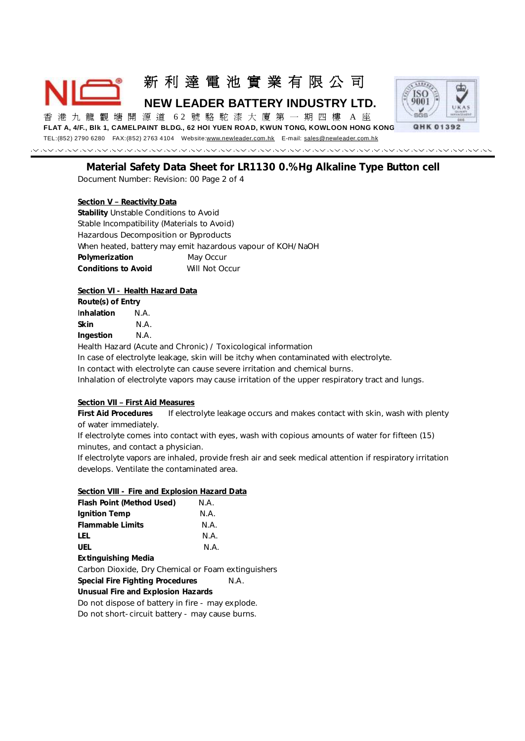# 新利達電池實業有限公司

## NEW LEADER BATTERY INDUSTRY LTD.

香港九龍觀塘開源道 62 號駱駝漆大廈第一期四樓 A 座

FLAT A, 4/F., Blk 1, CAMELPAINT BLDG., 62 HOI YUEN ROAD, KWUN TONG, KOWLOON HONG KONG

TEL:(852) 2790 6280 FAX:(852) 2763 4104 Website:www.newleader.com.hk E-mail: sales@newleader.com.hk

QHK 01392

## Material Safety Data Sheet for LR1130 0.%Hg Alkaline Type Button cell

Document Number: Revision: 00 Page 2 of 4

### Section V – Reactivity Data

**Stability** Unstable Conditions to Avoid

Stable Incompatibility (Materials to Avoid)

Hazardous Decomposition or Byproducts

When heated, battery may emit hazardous vapour of KOH/NaOH

**Polymerization** May Occur

**Conditions to Avoid** Will Not Occur

### Section VI - Health Hazard Data

**Route(s) of Entry**

**Inhalation** N.A.

**Skin** N.A.

**Ingestion** N.A.

Health Hazard (Acute and Chronic) / Toxicological information

In case of electrolyte leakage, skin will be itchy when contaminated with electrolyte.

In contact with electrolyte can cause severe irritation and chemical burns.

Inhalation of electrolyte vapors may cause irritation of the upper respiratory tract and lungs.

### Section VII – First Aid Measures

**First Aid Procedures** If electrolyte leakage occurs and makes contact with skin, wash with plenty of water immediately.

If electrolyte comes into contact with eyes, wash with copious amounts of water for fifteen (15) minutes, and contact a physician.

If electrolyte vapors are inhaled, provide fresh air and seek medical attention if respiratory irritation develops. Ventilate the contaminated area.

### Section VIII - Fire and Explosion Hazard Data

**Flash Point (Method Used)** N.A.

**Ignition Temp** N.A.

**Flammable Limits** N.A.

**LEL** N.A.

**UEL** N.A.

**Extinguishing Media**

Carbon Dioxide, Dry Chemical or Foam extinguishers

**Special Fire Fighting Procedures** N.A.

**Unusual Fire and Explosion Hazards**

Do not dispose of battery in fire - may explode.

Do not short-circuit battery - may cause burns.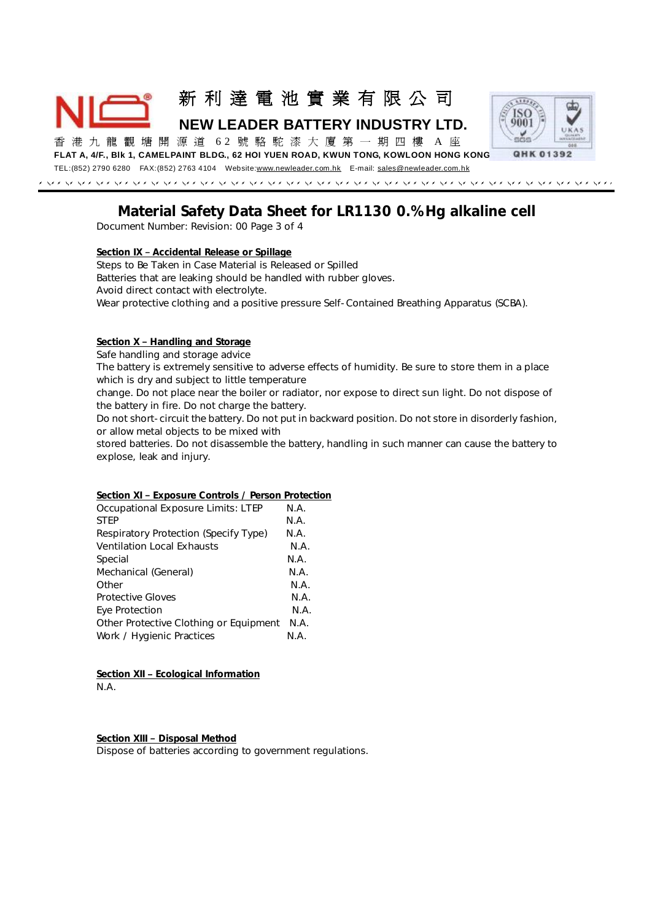# 新利達電池實業有限公司

## NEW LEADER BATTERY INDUSTRY LTD.

香港九龍觀塘開源道 62 號駱駝漆大廈第一期四樓 A 座

FLAT A, 4/F., Blk 1, CAMELPAINT BLDG., 62 HOI YUEN ROAD, KWUN TONG, KOWLOON HONG KONG

TEL:(852) 2790 6280 FAX:(852) 2763 4104 Website:www.newleader.com.hk E-mail: sales@newleader.com.hk

# Material Safety Data Sheet for LR1130 0.%Hg alkaline cell

Document Number: Revision: 00 Page 3 of 4

**Section IX – Accidental Release or Spillage**

Steps to Be Taken in Case Material is Released or Spilled
Batteries that are leaking should be handled with rubber gloves.
Avoid direct contact with electrolyte.
Wear protective clothing and a positive pressure Self-Contained Breathing Apparatus (SCBA).

**Section X – Handling and Storage**

Safe handling and storage advice
The battery is extremely sensitive to adverse effects of humidity. Be sure to store them in a place which is dry and subject to little temperature
change. Do not place near the boiler or radiator, nor expose to direct sun light. Do not dispose of the battery in fire. Do not charge the battery.
Do not short-circuit the battery. Do not put in backward position. Do not store in disorderly fashion, or allow metal objects to be mixed with
stored batteries. Do not disassemble the battery, handling in such manner can cause the battery to explode, leak and injury.

**Section XI – Exposure Controls / Person Protection**

| | |
|---|---|
| Occupational Exposure Limits: LTEP | N.A. |
| STEP | N.A. |
| Respiratory Protection (Specify Type) | N.A. |
| Ventilation Local Exhausts | N.A. |
| Special | N.A. |
| Mechanical (General) | N.A. |
| Other | N.A. |
| Protective Gloves | N.A. |
| Eye Protection | N.A. |
| Other Protective Clothing or Equipment | N.A. |
| Work / Hygienic Practices | N.A. |

**Section XII – Ecological Information**

N.A.

**Section XIII – Disposal Method**

Dispose of batteries according to government regulations.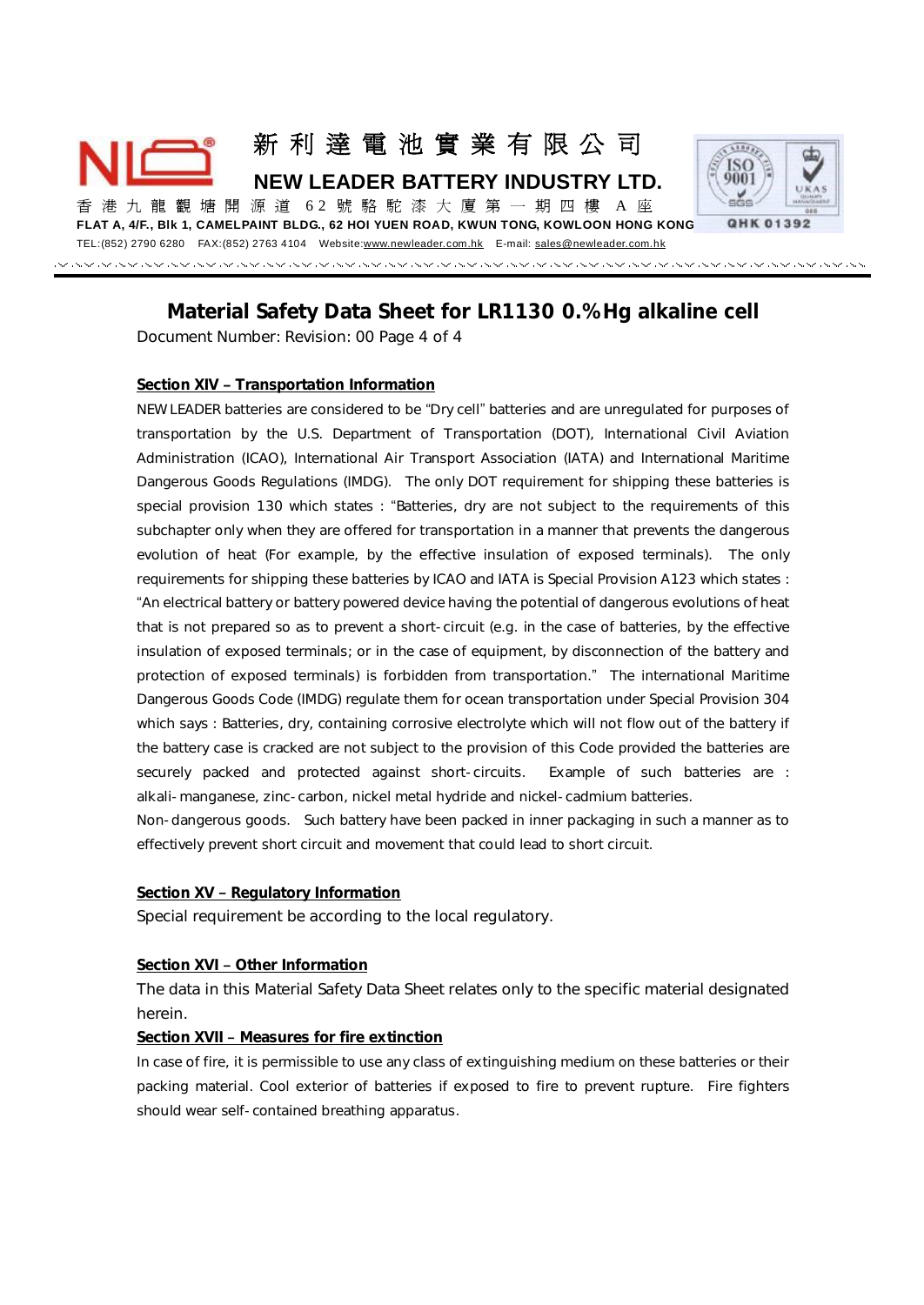# Material Safety Data Sheet for LR1130 0.%Hg alkaline cell

Document Number: Revision: 00 Page 4 of 4

**Section XIV – Transportation Information**

NEW LEADER batteries are considered to be "Dry cell" batteries and are unregulated for purposes of transportation by the U.S. Department of Transportation (DOT), International Civil Aviation Administration (ICAO), International Air Transport Association (IATA) and International Maritime Dangerous Goods Regulations (IMDG). The only DOT requirement for shipping these batteries is special provision 130 which states : "Batteries, dry are not subject to the requirements of this subchapter only when they are offered for transportation in a manner that prevents the dangerous evolution of heat (For example, by the effective insulation of exposed terminals). The only requirements for shipping these batteries by ICAO and IATA is Special Provision A123 which states : "An electrical battery or battery powered device having the potential of dangerous evolutions of heat that is not prepared so as to prevent a short-circuit (e.g. in the case of batteries, by the effective insulation of exposed terminals; or in the case of equipment, by disconnection of the battery and protection of exposed terminals) is forbidden from transportation." The international Maritime Dangerous Goods Code (IMDG) regulate them for ocean transportation under Special Provision 304 which says : Batteries, dry, containing corrosive electrolyte which will not flow out of the battery if the battery case is cracked are not subject to the provision of this Code provided the batteries are securely packed and protected against short-circuits. Example of such batteries are : alkali-manganese, zinc-carbon, nickel metal hydride and nickel-cadmium batteries.

Non-dangerous goods. Such battery have been packed in inner packaging in such a manner as to effectively prevent short circuit and movement that could lead to short circuit.

**Section XV – Regulatory Information**

Special requirement be according to the local regulatory.

**Section XVI – Other Information**

The data in this Material Safety Data Sheet relates only to the specific material designated herein.

**Section XVII – Measures for fire extinction**

In case of fire, it is permissible to use any class of extinguishing medium on these batteries or their packing material. Cool exterior of batteries if exposed to fire to prevent rupture. Fire fighters should wear self-contained breathing apparatus.